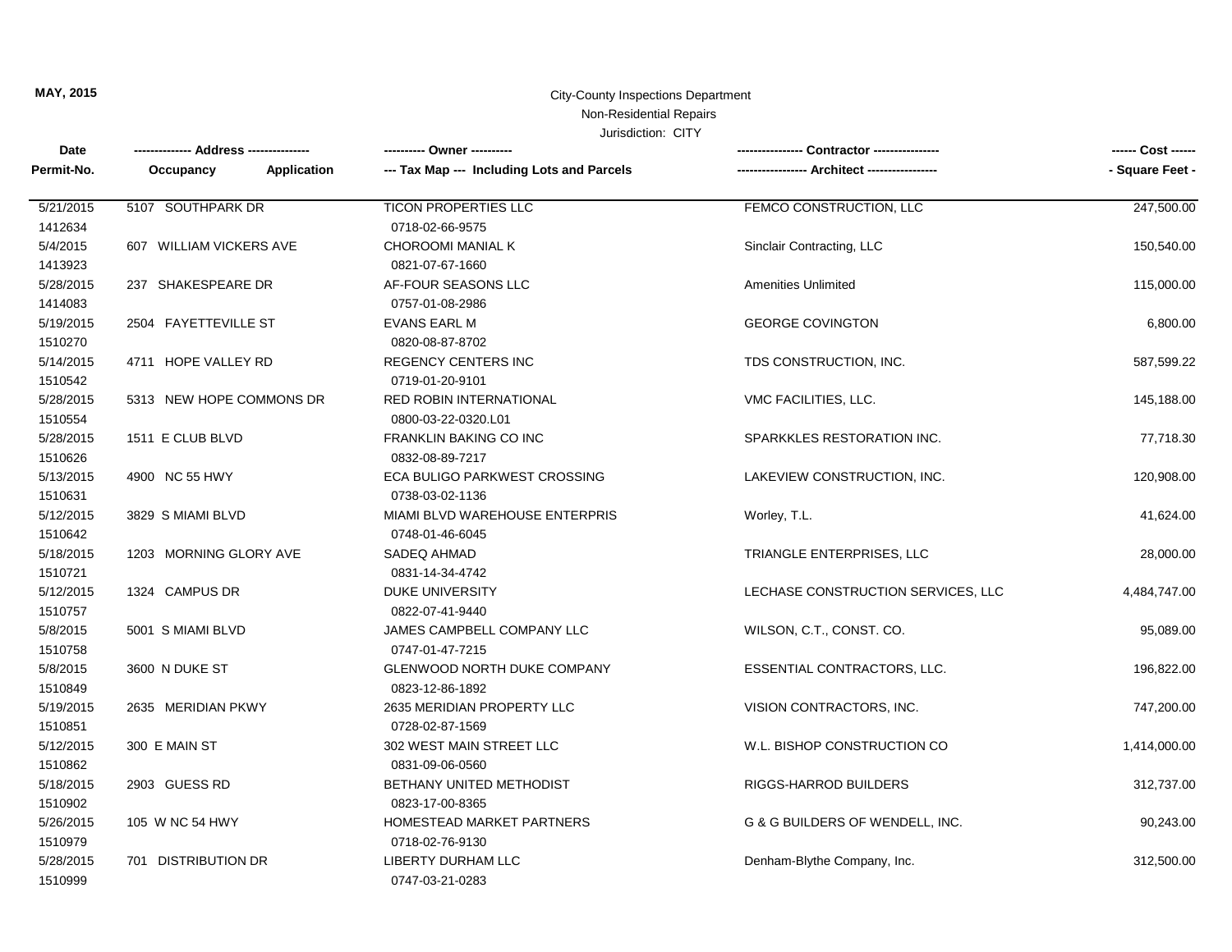MAY, 2015

City-County Inspections Department
Non-Residential Repairs
Jurisdiction: CITY

| Date<br>Permit-No. | Address<br>Occupancy Application | Owner<br>Tax Map --- Including Lots and Parcels | Contractor<br>Architect | Cost<br>Square Feet |
|---|---|---|---|---|
| 5/21/2015<br>1412634 | 5107 SOUTHPARK DR | TICON PROPERTIES LLC<br>0718-02-66-9575 | FEMCO CONSTRUCTION, LLC | 247,500.00 |
| 5/4/2015<br>1413923 | 607 WILLIAM VICKERS AVE | CHOROOMI MANIAL K<br>0821-07-67-1660 | Sinclair Contracting, LLC | 150,540.00 |
| 5/28/2015<br>1414083 | 237 SHAKESPEARE DR | AF-FOUR SEASONS LLC<br>0757-01-08-2986 | Amenities Unlimited | 115,000.00 |
| 5/19/2015<br>1510270 | 2504 FAYETTEVILLE ST | EVANS EARL M<br>0820-08-87-8702 | GEORGE COVINGTON | 6,800.00 |
| 5/14/2015<br>1510542 | 4711 HOPE VALLEY RD | REGENCY CENTERS INC<br>0719-01-20-9101 | TDS CONSTRUCTION, INC. | 587,599.22 |
| 5/28/2015<br>1510554 | 5313 NEW HOPE COMMONS DR | RED ROBIN INTERNATIONAL<br>0800-03-22-0320.L01 | VMC FACILITIES, LLC. | 145,188.00 |
| 5/28/2015<br>1510626 | 1511 E CLUB BLVD | FRANKLIN BAKING CO INC<br>0832-08-89-7217 | SPARKKLES RESTORATION INC. | 77,718.30 |
| 5/13/2015<br>1510631 | 4900 NC 55 HWY | ECA BULIGO PARKWEST CROSSING<br>0738-03-02-1136 | LAKEVIEW CONSTRUCTION, INC. | 120,908.00 |
| 5/12/2015<br>1510642 | 3829 S MIAMI BLVD | MIAMI BLVD WAREHOUSE ENTERPRIS<br>0748-01-46-6045 | Worley, T.L. | 41,624.00 |
| 5/18/2015<br>1510721 | 1203 MORNING GLORY AVE | SADEQ AHMAD<br>0831-14-34-4742 | TRIANGLE ENTERPRISES, LLC | 28,000.00 |
| 5/12/2015<br>1510757 | 1324 CAMPUS DR | DUKE UNIVERSITY<br>0822-07-41-9440 | LECHASE CONSTRUCTION SERVICES, LLC | 4,484,747.00 |
| 5/8/2015<br>1510758 | 5001 S MIAMI BLVD | JAMES CAMPBELL COMPANY LLC<br>0747-01-47-7215 | WILSON, C.T., CONST. CO. | 95,089.00 |
| 5/8/2015<br>1510849 | 3600 N DUKE ST | GLENWOOD NORTH DUKE COMPANY<br>0823-12-86-1892 | ESSENTIAL CONTRACTORS, LLC. | 196,822.00 |
| 5/19/2015<br>1510851 | 2635 MERIDIAN PKWY | 2635 MERIDIAN PROPERTY LLC<br>0728-02-87-1569 | VISION CONTRACTORS, INC. | 747,200.00 |
| 5/12/2015<br>1510862 | 300 E MAIN ST | 302 WEST MAIN STREET LLC<br>0831-09-06-0560 | W.L. BISHOP CONSTRUCTION CO | 1,414,000.00 |
| 5/18/2015<br>1510902 | 2903 GUESS RD | BETHANY UNITED METHODIST<br>0823-17-00-8365 | RIGGS-HARROD BUILDERS | 312,737.00 |
| 5/26/2015<br>1510979 | 105 W NC 54 HWY | HOMESTEAD MARKET PARTNERS<br>0718-02-76-9130 | G & G BUILDERS OF WENDELL, INC. | 90,243.00 |
| 5/28/2015<br>1510999 | 701 DISTRIBUTION DR | LIBERTY DURHAM LLC<br>0747-03-21-0283 | Denham-Blythe Company, Inc. | 312,500.00 |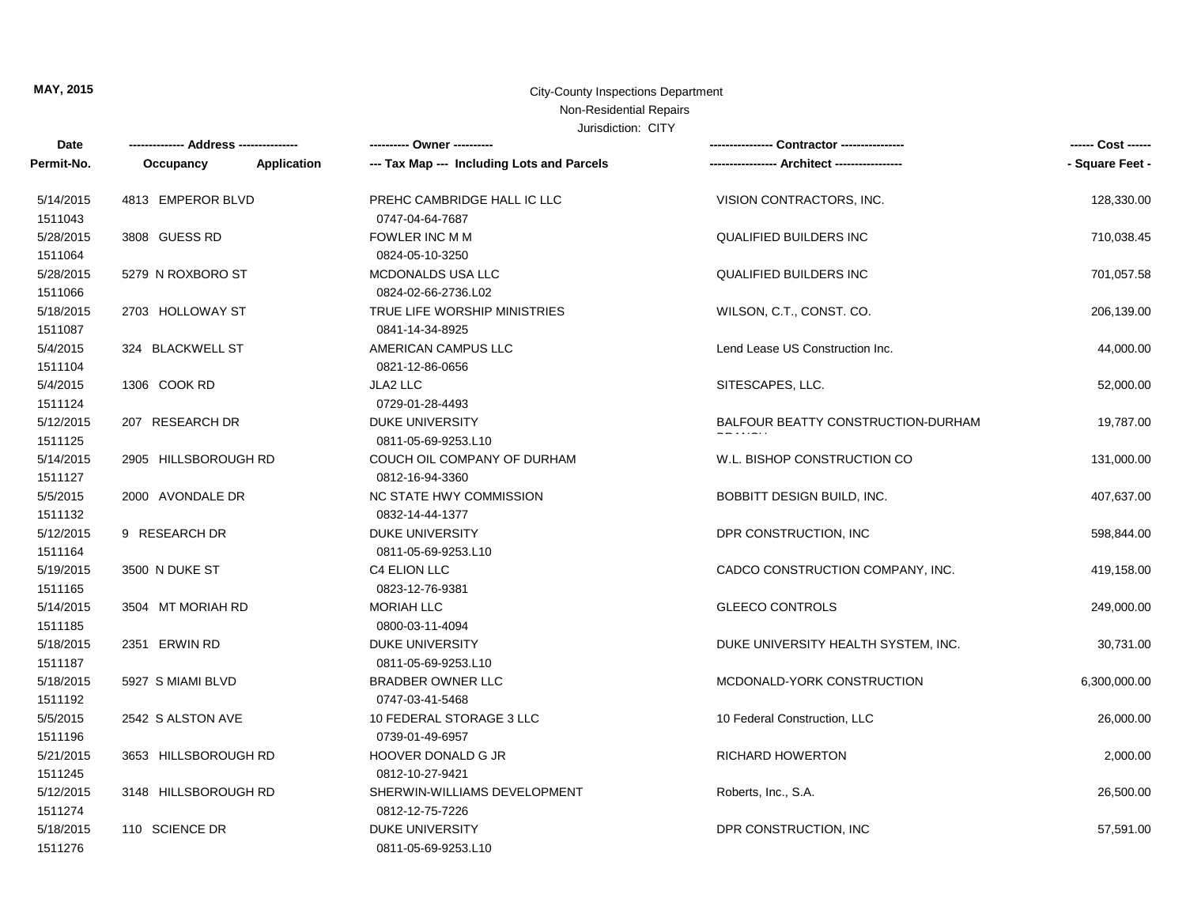MAY, 2015

City-County Inspections Department
Non-Residential Repairs
Jurisdiction: CITY

| Date<br>Permit-No. | Address<br>Occupancy / Application | Owner<br>Tax Map --- Including Lots and Parcels | Contractor<br>Architect | Cost<br>Square Feet |
|---|---|---|---|---|
| 5/14/2015<br>1511043 | 4813 EMPEROR BLVD | PREHC CAMBRIDGE HALL IC LLC<br>0747-04-64-7687 | VISION CONTRACTORS, INC. | 128,330.00 |
| 5/28/2015<br>1511064 | 3808 GUESS RD | FOWLER INC M M<br>0824-05-10-3250 | QUALIFIED BUILDERS INC | 710,038.45 |
| 5/28/2015<br>1511066 | 5279 N ROXBORO ST | MCDONALDS USA LLC<br>0824-02-66-2736.L02 | QUALIFIED BUILDERS INC | 701,057.58 |
| 5/18/2015<br>1511087 | 2703 HOLLOWAY ST | TRUE LIFE WORSHIP MINISTRIES<br>0841-14-34-8925 | WILSON, C.T., CONST. CO. | 206,139.00 |
| 5/4/2015<br>1511104 | 324 BLACKWELL ST | AMERICAN CAMPUS LLC<br>0821-12-86-0656 | Lend Lease US Construction Inc. | 44,000.00 |
| 5/4/2015<br>1511124 | 1306 COOK RD | JLA2 LLC<br>0729-01-28-4493 | SITESCAPES, LLC. | 52,000.00 |
| 5/12/2015<br>1511125 | 207 RESEARCH DR | DUKE UNIVERSITY<br>0811-05-69-9253.L10 | BALFOUR BEATTY CONSTRUCTION-DURHAM BRANCH | 19,787.00 |
| 5/14/2015<br>1511127 | 2905 HILLSBOROUGH RD | COUCH OIL COMPANY OF DURHAM<br>0812-16-94-3360 | W.L. BISHOP CONSTRUCTION CO | 131,000.00 |
| 5/5/2015<br>1511132 | 2000 AVONDALE DR | NC STATE HWY COMMISSION<br>0832-14-44-1377 | BOBBITT DESIGN BUILD, INC. | 407,637.00 |
| 5/12/2015<br>1511164 | 9 RESEARCH DR | DUKE UNIVERSITY<br>0811-05-69-9253.L10 | DPR CONSTRUCTION, INC | 598,844.00 |
| 5/19/2015<br>1511165 | 3500 N DUKE ST | C4 ELION LLC<br>0823-12-76-9381 | CADCO CONSTRUCTION COMPANY, INC. | 419,158.00 |
| 5/14/2015<br>1511185 | 3504 MT MORIAH RD | MORIAH LLC<br>0800-03-11-4094 | GLEECO CONTROLS | 249,000.00 |
| 5/18/2015<br>1511187 | 2351 ERWIN RD | DUKE UNIVERSITY<br>0811-05-69-9253.L10 | DUKE UNIVERSITY HEALTH SYSTEM, INC. | 30,731.00 |
| 5/18/2015<br>1511192 | 5927 S MIAMI BLVD | BRADBER OWNER LLC<br>0747-03-41-5468 | MCDONALD-YORK CONSTRUCTION | 6,300,000.00 |
| 5/5/2015<br>1511196 | 2542 S ALSTON AVE | 10 FEDERAL STORAGE 3 LLC<br>0739-01-49-6957 | 10 Federal Construction, LLC | 26,000.00 |
| 5/21/2015<br>1511245 | 3653 HILLSBOROUGH RD | HOOVER DONALD G JR<br>0812-10-27-9421 | RICHARD HOWERTON | 2,000.00 |
| 5/12/2015<br>1511274 | 3148 HILLSBOROUGH RD | SHERWIN-WILLIAMS DEVELOPMENT<br>0812-12-75-7226 | Roberts, Inc., S.A. | 26,500.00 |
| 5/18/2015<br>1511276 | 110 SCIENCE DR | DUKE UNIVERSITY<br>0811-05-69-9253.L10 | DPR CONSTRUCTION, INC | 57,591.00 |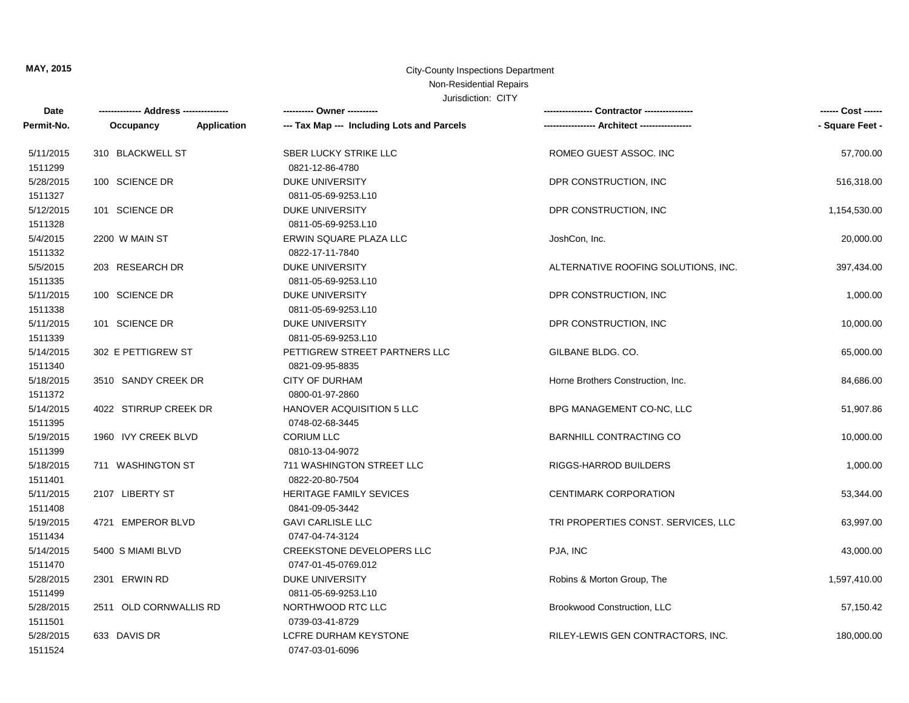**MAY, 2015**

City-County Inspections Department
Non-Residential Repairs
Jurisdiction: CITY

| Date<br>Permit-No. | ------------- Address --------------<br>Occupancy Application | ---------- Owner ----------<br>--- Tax Map --- Including Lots and Parcels | ---------------- Contractor ----------------<br>----------------- Architect ----------------- | ------ Cost ------<br>- Square Feet - |
|---|---|---|---|---|
| 5/11/2015<br>1511299 | 310 BLACKWELL ST | SBER LUCKY STRIKE LLC<br>0821-12-86-4780 | ROMEO GUEST ASSOC. INC | 57,700.00 |
| 5/28/2015<br>1511327 | 100 SCIENCE DR | DUKE UNIVERSITY<br>0811-05-69-9253.L10 | DPR CONSTRUCTION, INC | 516,318.00 |
| 5/12/2015<br>1511328 | 101 SCIENCE DR | DUKE UNIVERSITY<br>0811-05-69-9253.L10 | DPR CONSTRUCTION, INC | 1,154,530.00 |
| 5/4/2015<br>1511332 | 2200 W MAIN ST | ERWIN SQUARE PLAZA LLC<br>0822-17-11-7840 | JoshCon, Inc. | 20,000.00 |
| 5/5/2015<br>1511335 | 203 RESEARCH DR | DUKE UNIVERSITY<br>0811-05-69-9253.L10 | ALTERNATIVE ROOFING SOLUTIONS, INC. | 397,434.00 |
| 5/11/2015<br>1511338 | 100 SCIENCE DR | DUKE UNIVERSITY<br>0811-05-69-9253.L10 | DPR CONSTRUCTION, INC | 1,000.00 |
| 5/11/2015<br>1511339 | 101 SCIENCE DR | DUKE UNIVERSITY<br>0811-05-69-9253.L10 | DPR CONSTRUCTION, INC | 10,000.00 |
| 5/14/2015<br>1511340 | 302 E PETTIGREW ST | PETTIGREW STREET PARTNERS LLC<br>0821-09-95-8835 | GILBANE BLDG. CO. | 65,000.00 |
| 5/18/2015<br>1511372 | 3510 SANDY CREEK DR | CITY OF DURHAM<br>0800-01-97-2860 | Horne Brothers Construction, Inc. | 84,686.00 |
| 5/14/2015<br>1511395 | 4022 STIRRUP CREEK DR | HANOVER ACQUISITION 5 LLC<br>0748-02-68-3445 | BPG MANAGEMENT CO-NC, LLC | 51,907.86 |
| 5/19/2015<br>1511399 | 1960 IVY CREEK BLVD | CORIUM LLC<br>0810-13-04-9072 | BARNHILL CONTRACTING CO | 10,000.00 |
| 5/18/2015<br>1511401 | 711 WASHINGTON ST | 711 WASHINGTON STREET LLC<br>0822-20-80-7504 | RIGGS-HARROD BUILDERS | 1,000.00 |
| 5/11/2015<br>1511408 | 2107 LIBERTY ST | HERITAGE FAMILY SEVICES<br>0841-09-05-3442 | CENTIMARK CORPORATION | 53,344.00 |
| 5/19/2015<br>1511434 | 4721 EMPEROR BLVD | GAVI CARLISLE LLC<br>0747-04-74-3124 | TRI PROPERTIES CONST. SERVICES, LLC | 63,997.00 |
| 5/14/2015<br>1511470 | 5400 S MIAMI BLVD | CREEKSTONE DEVELOPERS LLC<br>0747-01-45-0769.012 | PJA, INC | 43,000.00 |
| 5/28/2015<br>1511499 | 2301 ERWIN RD | DUKE UNIVERSITY<br>0811-05-69-9253.L10 | Robins & Morton Group, The | 1,597,410.00 |
| 5/28/2015<br>1511501 | 2511 OLD CORNWALLIS RD | NORTHWOOD RTC LLC<br>0739-03-41-8729 | Brookwood Construction, LLC | 57,150.42 |
| 5/28/2015<br>1511524 | 633 DAVIS DR | LCFRE DURHAM KEYSTONE<br>0747-03-01-6096 | RILEY-LEWIS GEN CONTRACTORS, INC. | 180,000.00 |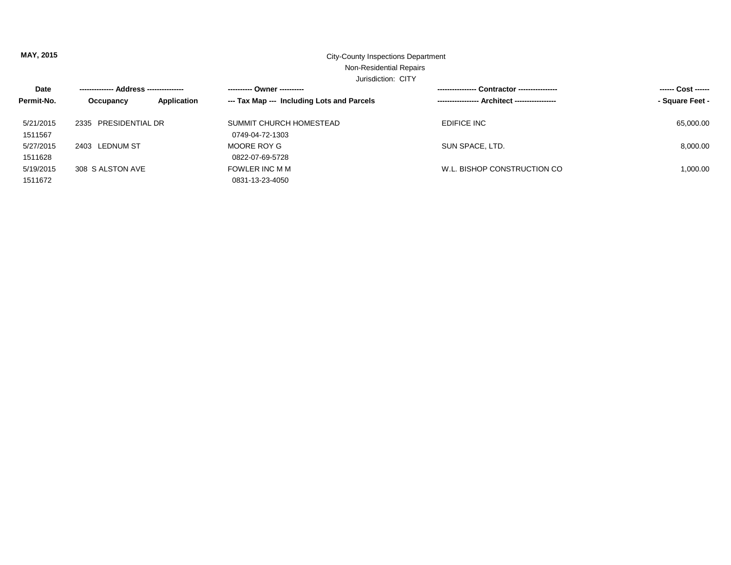MAY, 2015

City-County Inspections Department
Non-Residential Repairs
Jurisdiction: CITY

| Date<br>Permit-No. | -------------- Address ---------------<br>Occupancy | <br>Application | ---------- Owner ----------<br>--- Tax Map --- Including Lots and Parcels | ---------------- Contractor ----------------<br>----------------- Architect ----------------- | ------ Cost ------<br>- Square Feet - |
|---|---|---|---|---|---|
| 5/21/2015<br>1511567 | 2335 PRESIDENTIAL DR | | SUMMIT CHURCH HOMESTEAD<br>0749-04-72-1303 | EDIFICE INC | 65,000.00 |
| 5/27/2015<br>1511628 | 2403 LEDNUM ST | | MOORE ROY G<br>0822-07-69-5728 | SUN SPACE, LTD. | 8,000.00 |
| 5/19/2015<br>1511672 | 308 S ALSTON AVE | | FOWLER INC M M<br>0831-13-23-4050 | W.L. BISHOP CONSTRUCTION CO | 1,000.00 |